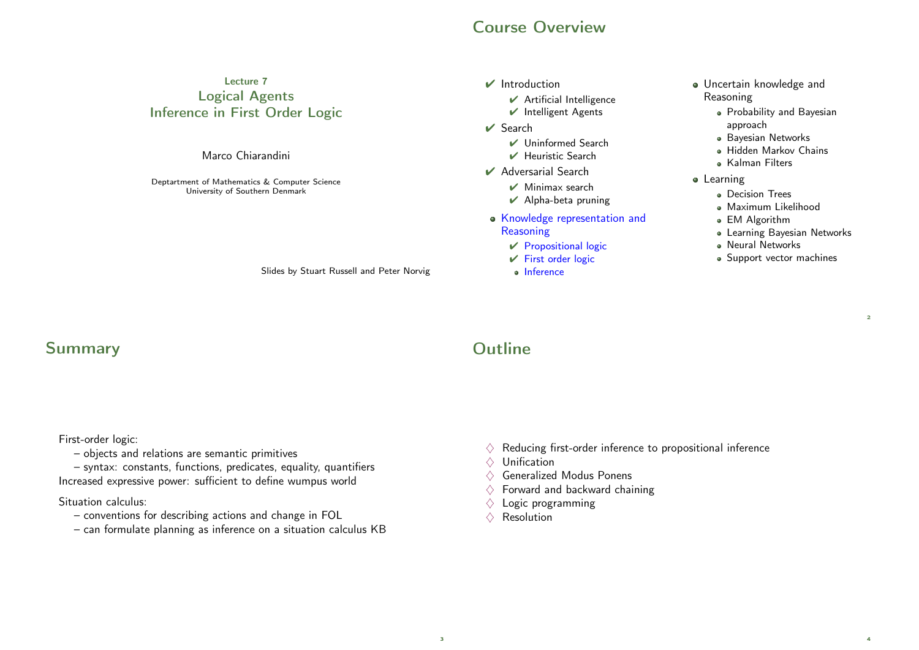### Lecture 7

# Logical Agents
# Inference in First Order Logic

Marco Chiarandini

Deptartment of Mathematics & Computer Science
University of Southern Denmark

Slides by Stuart Russell and Peter Norvig

## Course Overview

- ✔ Introduction
  - ✔ Artificial Intelligence
  - ✔ Intelligent Agents
- ✔ Search
  - ✔ Uninformed Search
  - ✔ Heuristic Search
- ✔ Adversarial Search
  - ✔ Minimax search
  - ✔ Alpha-beta pruning
- Knowledge representation and Reasoning
  - ✔ Propositional logic
  - ✔ First order logic
  - Inference
- Uncertain knowledge and Reasoning
  - Probability and Bayesian approach
  - Bayesian Networks
  - Hidden Markov Chains
  - Kalman Filters
- Learning
  - Decision Trees
  - Maximum Likelihood
  - EM Algorithm
  - Learning Bayesian Networks
  - Neural Networks
  - Support vector machines

## Summary

First-order logic:
- objects and relations are semantic primitives
- syntax: constants, functions, predicates, equality, quantifiers

Increased expressive power: sufficient to define wumpus world

Situation calculus:
- conventions for describing actions and change in FOL
- can formulate planning as inference on a situation calculus KB

## Outline

- ♢ Reducing first-order inference to propositional inference
- ♢ Unification
- ♢ Generalized Modus Ponens
- ♢ Forward and backward chaining
- ♢ Logic programming
- ♢ Resolution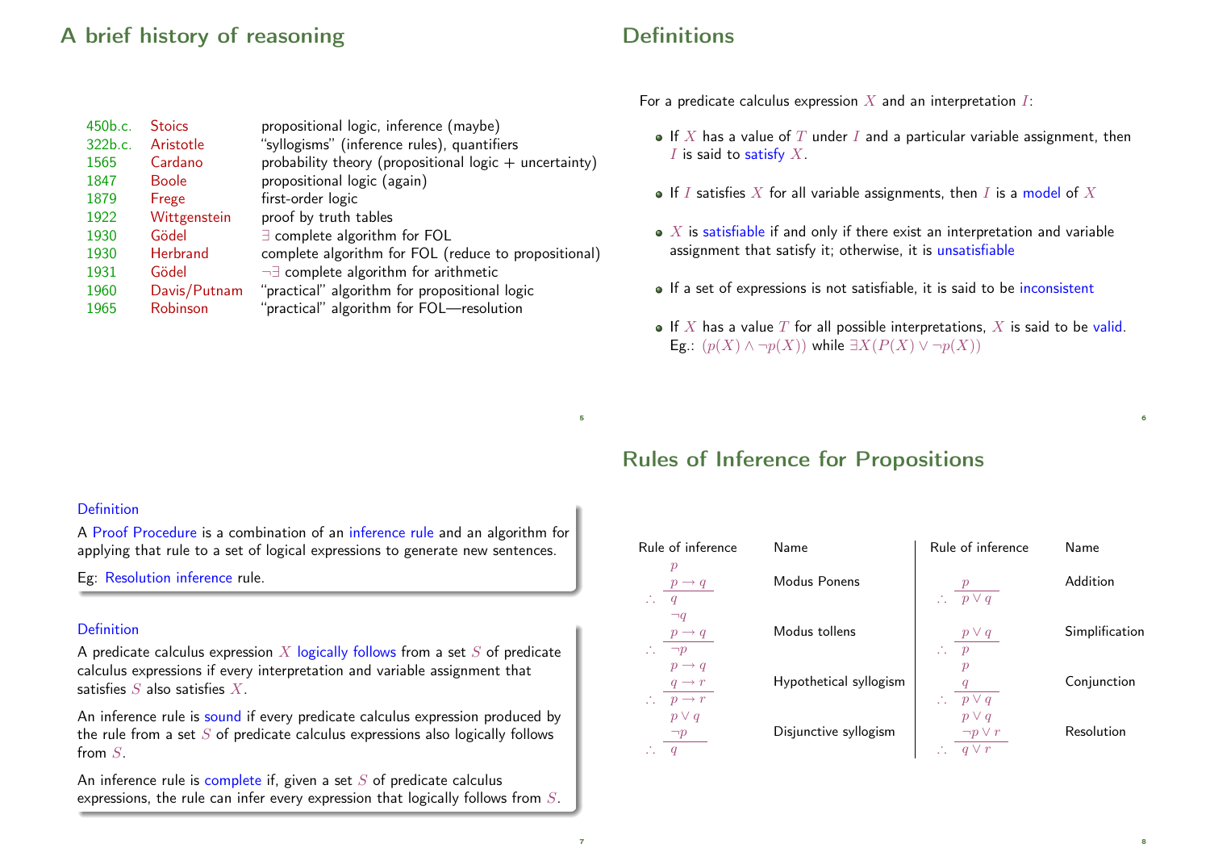## A brief history of reasoning

| | | |
|---|---|---|
| 450b.c. | Stoics | propositional logic, inference (maybe) |
| 322b.c. | Aristotle | "syllogisms" (inference rules), quantifiers |
| 1565 | Cardano | probability theory (propositional logic + uncertainty) |
| 1847 | Boole | propositional logic (again) |
| 1879 | Frege | first-order logic |
| 1922 | Wittgenstein | proof by truth tables |
| 1930 | Gödel | $\exists$ complete algorithm for FOL |
| 1930 | Herbrand | complete algorithm for FOL (reduce to propositional) |
| 1931 | Gödel | $\neg\exists$ complete algorithm for arithmetic |
| 1960 | Davis/Putnam | "practical" algorithm for propositional logic |
| 1965 | Robinson | "practical" algorithm for FOL—resolution |

## Definitions

For a predicate calculus expression $X$ and an interpretation $I$:

- If $X$ has a value of $T$ under $I$ and a particular variable assignment, then $I$ is said to satisfy $X$.
- If $I$ satisfies $X$ for all variable assignments, then $I$ is a model of $X$
- $X$ is satisfiable if and only if there exist an interpretation and variable assignment that satisfy it; otherwise, it is unsatisfiable
- If a set of expressions is not satisfiable, it is said to be inconsistent
- If $X$ has a value $T$ for all possible interpretations, $X$ is said to be valid. Eg.: $(p(X) \wedge \neg p(X))$ while $\exists X(P(X) \vee \neg p(X))$

**Definition**

A Proof Procedure is a combination of an inference rule and an algorithm for applying that rule to a set of logical expressions to generate new sentences.

Eg: Resolution inference rule.

**Definition**

A predicate calculus expression $X$ logically follows from a set $S$ of predicate calculus expressions if every interpretation and variable assignment that satisfies $S$ also satisfies $X$.

An inference rule is sound if every predicate calculus expression produced by the rule from a set $S$ of predicate calculus expressions also logically follows from $S$.

An inference rule is complete if, given a set $S$ of predicate calculus expressions, the rule can infer every expression that logically follows from $S$.

## Rules of Inference for Propositions

| Rule of inference | Name | Rule of inference | Name |
|---|---|---|---|
| $\dfrac{p \quad p \rightarrow q}{\therefore\ q}$ | Modus Ponens | $\dfrac{p}{\therefore\ p \vee q}$ | Addition |
| $\dfrac{\neg q \quad p \rightarrow q}{\therefore\ \neg p}$ | Modus tollens | $\dfrac{p \vee q}{\therefore\ p}$ | Simplification |
| $\dfrac{p \rightarrow q \quad q \rightarrow r}{\therefore\ p \rightarrow r}$ | Hypothetical syllogism | $\dfrac{p \quad q}{\therefore\ p \vee q}$ | Conjunction |
| $\dfrac{p \vee q \quad \neg p}{\therefore\ q}$ | Disjunctive syllogism | $\dfrac{p \vee q \quad \neg p \vee r}{\therefore\ q \vee r}$ | Resolution |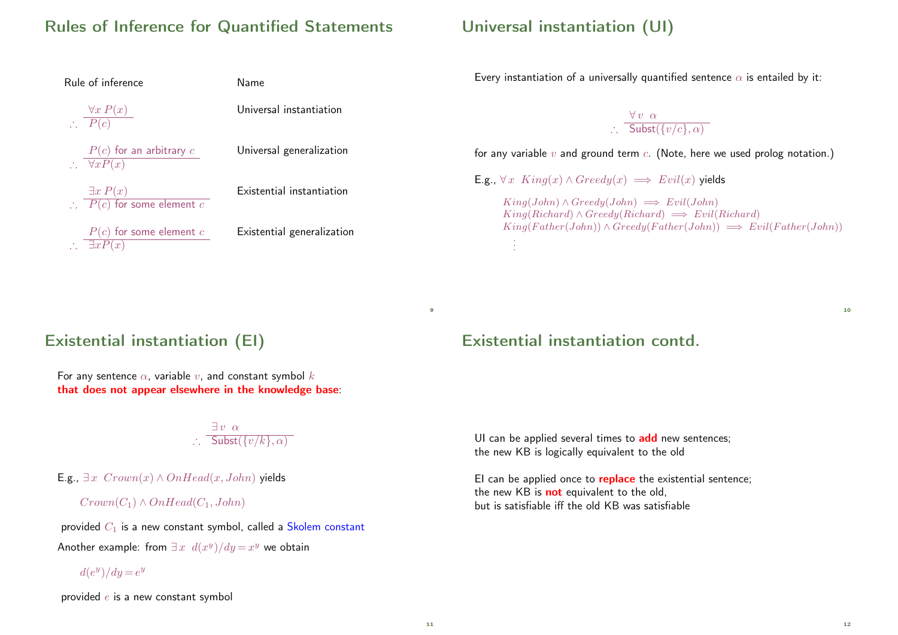## Rules of Inference for Quantified Statements

| Rule of inference | Name |
|---|---|
| $\dfrac{\forall x\ P(x)}{\therefore\ P(c)}$ | Universal instantiation |
| $\dfrac{P(c) \text{ for an arbitrary } c}{\therefore\ \forall x P(x)}$ | Universal generalization |
| $\dfrac{\exists x\ P(x)}{\therefore\ P(c) \text{ for some element } c}$ | Existential instantiation |
| $\dfrac{P(c) \text{ for some element } c}{\therefore\ \exists x P(x)}$ | Existential generalization |

## Universal instantiation (UI)

Every instantiation of a universally quantified sentence $\alpha$ is entailed by it:

$$\therefore \frac{\forall\, v \;\; \alpha}{\mathsf{Subst}(\{v/c\}, \alpha)}$$

for any variable $v$ and ground term $c$. (Note, here we used prolog notation.)

E.g., $\forall\, x \;\; King(x) \land Greedy(x) \implies Evil(x)$ yields

$King(John) \land Greedy(John) \implies Evil(John)$
$King(Richard) \land Greedy(Richard) \implies Evil(Richard)$
$King(Father(John)) \land Greedy(Father(John)) \implies Evil(Father(John))$
$\vdots$

## Existential instantiation (EI)

For any sentence $\alpha$, variable $v$, and constant symbol $k$ **that does not appear elsewhere in the knowledge base**:

$$\therefore \frac{\exists\, v \;\; \alpha}{\mathsf{Subst}(\{v/k\}, \alpha)}$$

E.g., $\exists\, x \;\; Crown(x) \land OnHead(x, John)$ yields

$Crown(C_1) \land OnHead(C_1, John)$

provided $C_1$ is a new constant symbol, called a Skolem constant

Another example: from $\exists\, x \;\; d(x^y)/dy = x^y$ we obtain

$d(e^y)/dy = e^y$

provided $e$ is a new constant symbol

## Existential instantiation contd.

UI can be applied several times to **add** new sentences; the new KB is logically equivalent to the old

EI can be applied once to **replace** the existential sentence; the new KB is **not** equivalent to the old, but is satisfiable iff the old KB was satisfiable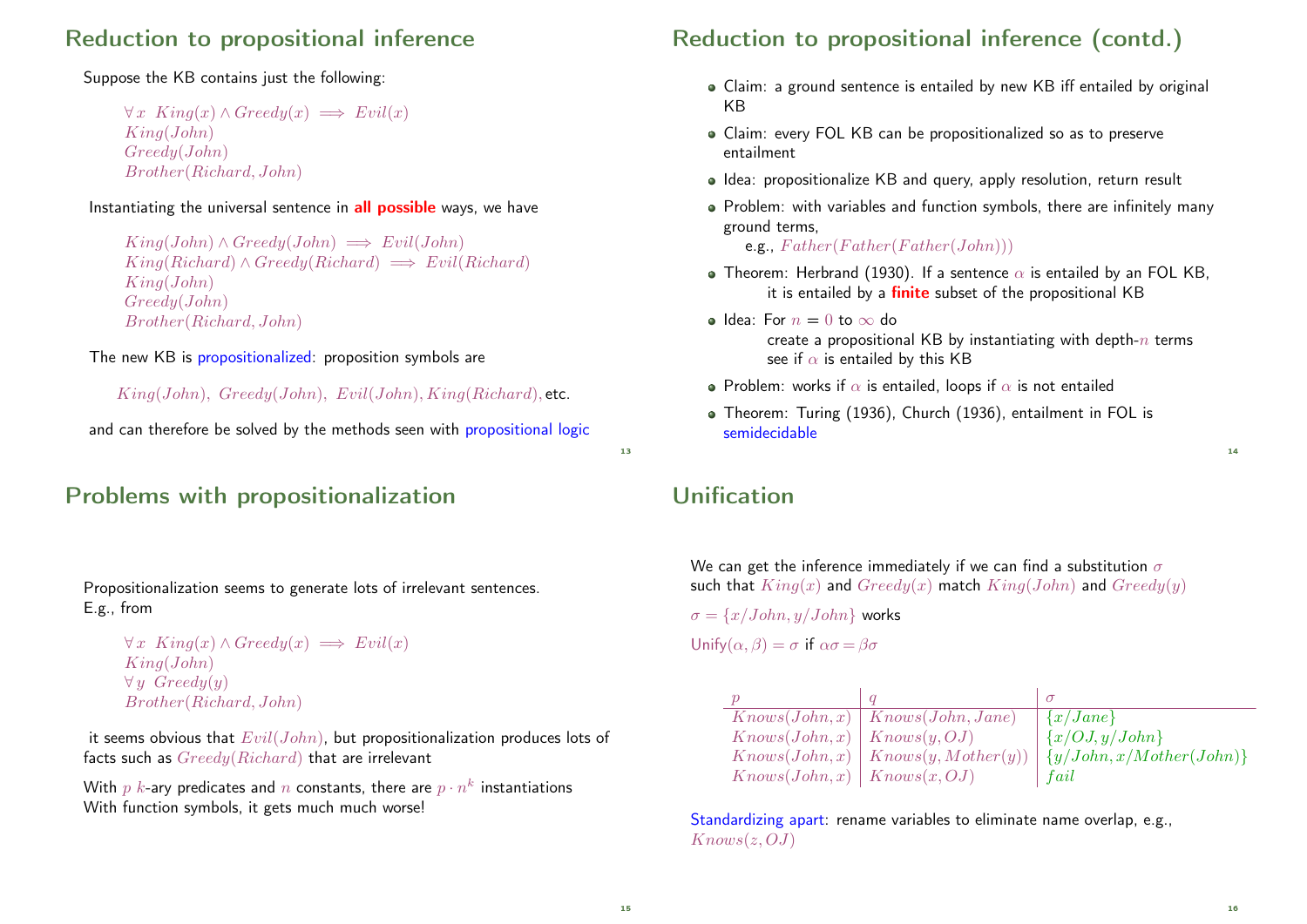## Reduction to propositional inference

Suppose the KB contains just the following:

$\forall x \;\; King(x) \land Greedy(x) \implies Evil(x)$
$King(John)$
$Greedy(John)$
$Brother(Richard, John)$

Instantiating the universal sentence in **all possible** ways, we have

$King(John) \land Greedy(John) \implies Evil(John)$
$King(Richard) \land Greedy(Richard) \implies Evil(Richard)$
$King(John)$
$Greedy(John)$
$Brother(Richard, John)$

The new KB is propositionalized: proposition symbols are

$King(John),\; Greedy(John),\; Evil(John), King(Richard)$, etc.

and can therefore be solved by the methods seen with propositional logic

## Reduction to propositional inference (contd.)

- Claim: a ground sentence is entailed by new KB iff entailed by original KB
- Claim: every FOL KB can be propositionalized so as to preserve entailment
- Idea: propositionalize KB and query, apply resolution, return result
- Problem: with variables and function symbols, there are infinitely many ground terms,
  e.g., $Father(Father(Father(John)))$
- Theorem: Herbrand (1930). If a sentence $\alpha$ is entailed by an FOL KB, it is entailed by a **finite** subset of the propositional KB
- Idea: For $n = 0$ to $\infty$ do
  create a propositional KB by instantiating with depth-$n$ terms
  see if $\alpha$ is entailed by this KB
- Problem: works if $\alpha$ is entailed, loops if $\alpha$ is not entailed
- Theorem: Turing (1936), Church (1936), entailment in FOL is semidecidable

## Problems with propositionalization

Propositionalization seems to generate lots of irrelevant sentences.
E.g., from

$\forall x \;\; King(x) \land Greedy(x) \implies Evil(x)$
$King(John)$
$\forall y \;\; Greedy(y)$
$Brother(Richard, John)$

it seems obvious that $Evil(John)$, but propositionalization produces lots of facts such as $Greedy(Richard)$ that are irrelevant

With $p$ $k$-ary predicates and $n$ constants, there are $p \cdot n^k$ instantiations
With function symbols, it gets much much worse!

## Unification

We can get the inference immediately if we can find a substitution $\sigma$ such that $King(x)$ and $Greedy(x)$ match $King(John)$ and $Greedy(y)$

$\sigma = \{x/John, y/John\}$ works

Unify$(\alpha, \beta) = \sigma$ if $\alpha\sigma = \beta\sigma$

| $p$ | $q$ | $\sigma$ |
|---|---|---|
| $Knows(John, x)$ | $Knows(John, Jane)$ | $\{x/Jane\}$ |
| $Knows(John, x)$ | $Knows(y, OJ)$ | $\{x/OJ, y/John\}$ |
| $Knows(John, x)$ | $Knows(y, Mother(y))$ | $\{y/John, x/Mother(John)\}$ |
| $Knows(John, x)$ | $Knows(x, OJ)$ | $fail$ |

Standardizing apart: rename variables to eliminate name overlap, e.g., $Knows(z, OJ)$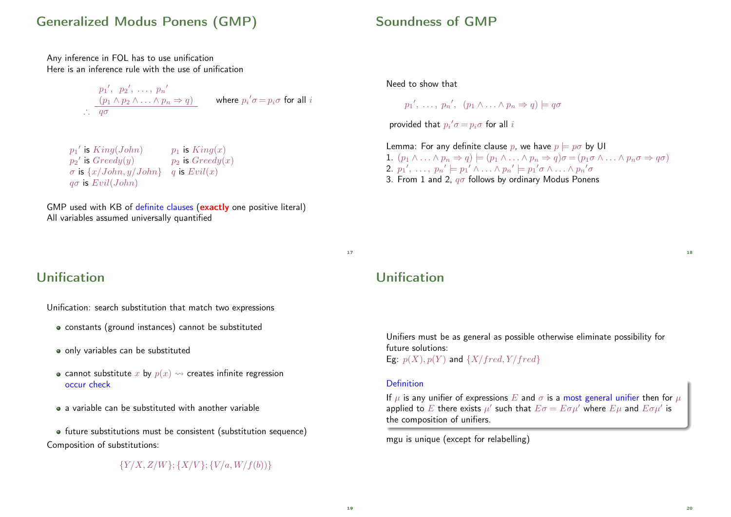## Generalized Modus Ponens (GMP)

Any inference in FOL has to use unification
Here is an inference rule with the use of unification

$$\frac{p_1{}',\ p_2{}',\ \ldots,\ p_n{}' \quad (p_1 \wedge p_2 \wedge \ldots \wedge p_n \Rightarrow q)}{\therefore\ q\sigma} \qquad \text{where } p_i{}'\sigma = p_i\sigma \text{ for all } i$$

| | |
|---|---|
| $p_1{}'$ is $King(John)$ | $p_1$ is $King(x)$ |
| $p_2{}'$ is $Greedy(y)$ | $p_2$ is $Greedy(x)$ |
| $\sigma$ is $\{x/John, y/John\}$ | $q$ is $Evil(x)$ |
| $q\sigma$ is $Evil(John)$ | |

GMP used with KB of definite clauses (**exactly** one positive literal)
All variables assumed universally quantified

## Soundness of GMP

Need to show that

$$p_1{}',\ \ldots,\ p_n{}',\ (p_1 \wedge \ldots \wedge p_n \Rightarrow q) \models q\sigma$$

provided that $p_i{}'\sigma = p_i\sigma$ for all $i$

Lemma: For any definite clause $p$, we have $p \models p\sigma$ by UI

1. $(p_1 \wedge \ldots \wedge p_n \Rightarrow q) \models (p_1 \wedge \ldots \wedge p_n \Rightarrow q)\sigma = (p_1\sigma \wedge \ldots \wedge p_n\sigma \Rightarrow q\sigma)$
2. $p_1{}',\ \ldots,\ p_n{}' \models p_1{}' \wedge \ldots \wedge p_n{}' \models p_1{}'\sigma \wedge \ldots \wedge p_n{}'\sigma$
3. From 1 and 2, $q\sigma$ follows by ordinary Modus Ponens

## Unification

Unification: search substitution that match two expressions

- constants (ground instances) cannot be substituted
- only variables can be substituted
- cannot substitute $x$ by $p(x)$ $\rightsquigarrow$ creates infinite regression
  occur check
- a variable can be substituted with another variable
- future substitutions must be consistent (substitution sequence)

Composition of substitutions:

$$\{Y/X, Z/W\}; \{X/V\}; \{V/a, W/f(b)\}$$

## Unification

Unifiers must be as general as possible otherwise eliminate possibility for future solutions:
Eg: $p(X), p(Y)$ and $\{X/fred, Y/fred\}$

**Definition**

If $\mu$ is any unifier of expressions $E$ and $\sigma$ is a most general unifier then for $\mu$ applied to $E$ there exists $\mu'$ such that $E\sigma = E\sigma\mu'$ where $E\mu$ and $E\sigma\mu'$ is the composition of unifiers.

mgu is unique (except for relabelling)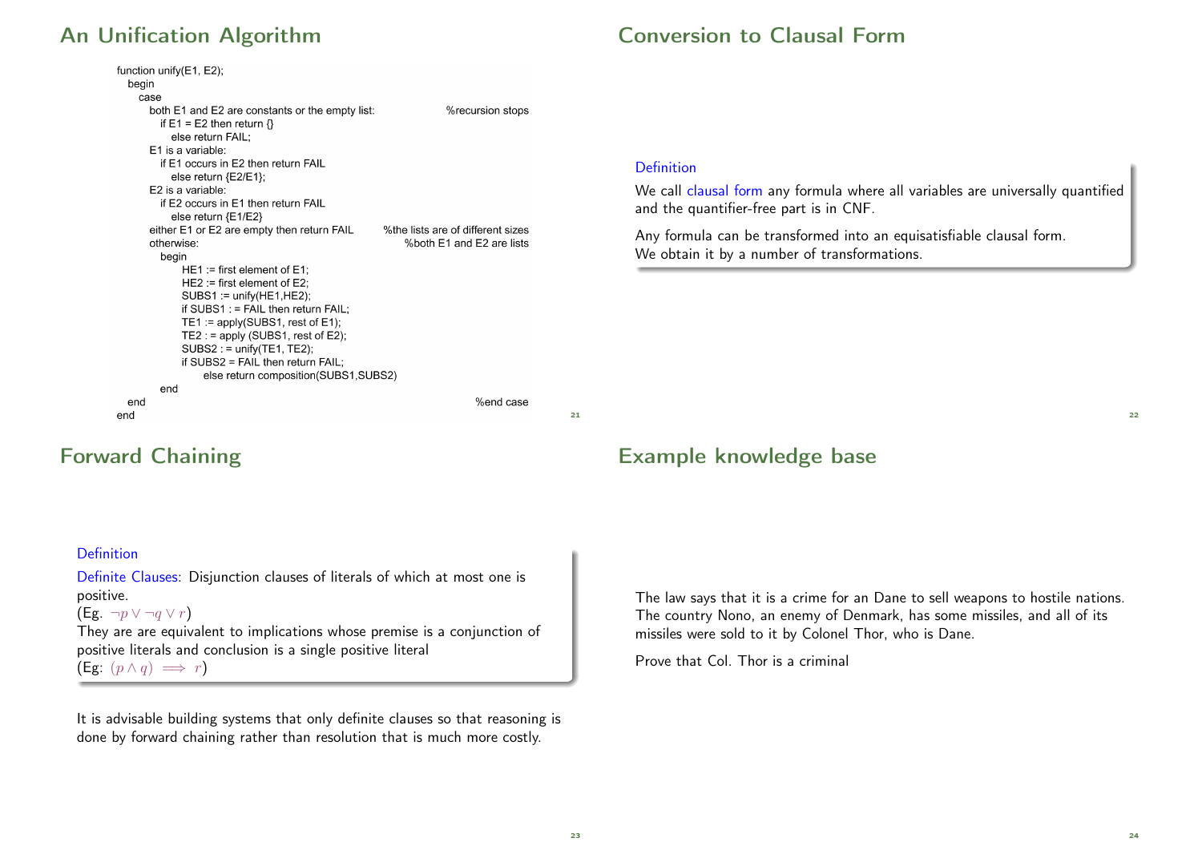## An Unification Algorithm

```
function unify(E1, E2);
  begin
    case
      both E1 and E2 are constants or the empty list:          %recursion stops
        if E1 = E2 then return {}
          else return FAIL;
      E1 is a variable:
        if E1 occurs in E2 then return FAIL
          else return {E2/E1};
      E2 is a variable:
        if E2 occurs in E1 then return FAIL
          else return {E1/E2}
      either E1 or E2 are empty then return FAIL      %the lists are of different sizes
      otherwise:                                          %both E1 and E2 are lists
        begin
            HE1 := first element of E1;
            HE2 := first element of E2;
            SUBS1 := unify(HE1,HE2);
            if SUBS1 : = FAIL then return FAIL;
            TE1 := apply(SUBS1, rest of E1);
            TE2 : = apply (SUBS1, rest of E2);
            SUBS2 : = unify(TE1, TE2);
            if SUBS2 = FAIL then return FAIL;
                 else return composition(SUBS1,SUBS2)
        end
  end                                                              %end case
end
```

## Conversion to Clausal Form

**Definition**

We call clausal form any formula where all variables are universally quantified and the quantifier-free part is in CNF.

Any formula can be transformed into an equisatisfiable clausal form.
We obtain it by a number of transformations.

## Forward Chaining

**Definition**

Definite Clauses: Disjunction clauses of literals of which at most one is positive.
(Eg. $\neg p \vee \neg q \vee r$)
They are are equivalent to implications whose premise is a conjunction of positive literals and conclusion is a single positive literal
(Eg: $(p \wedge q) \implies r$)

It is advisable building systems that only definite clauses so that reasoning is done by forward chaining rather than resolution that is much more costly.

## Example knowledge base

The law says that it is a crime for an Dane to sell weapons to hostile nations. The country Nono, an enemy of Denmark, has some missiles, and all of its missiles were sold to it by Colonel Thor, who is Dane.

Prove that Col. Thor is a criminal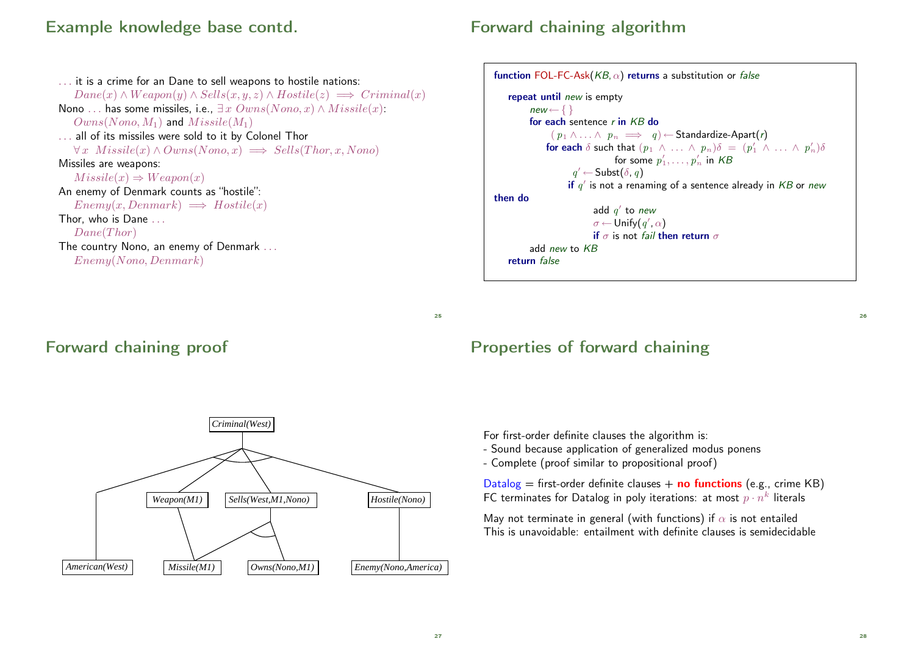## Example knowledge base contd.

... it is a crime for an Dane to sell weapons to hostile nations:

$Dane(x) \wedge Weapon(y) \wedge Sells(x, y, z) \wedge Hostile(z) \implies Criminal(x)$

Nono ... has some missiles, i.e., $\exists x\ Owns(Nono, x) \wedge Missile(x)$:

$Owns(Nono, M_1)$ and $Missile(M_1)$

... all of its missiles were sold to it by Colonel Thor

$\forall x\ \ Missile(x) \wedge Owns(Nono, x) \implies Sells(Thor, x, Nono)$

Missiles are weapons:

$Missile(x) \Rightarrow Weapon(x)$

An enemy of Denmark counts as "hostile":

$Enemy(x, Denmark) \implies Hostile(x)$

Thor, who is Dane ...

$Dane(Thor)$

The country Nono, an enemy of Denmark ...

$Enemy(Nono, Denmark)$

## Forward chaining algorithm

```
function FOL-FC-Ask(KB, α) returns a substitution or false

   repeat until new is empty
       new ← { }
       for each sentence r in KB do
           ( p1 ∧ ... ∧ pn  ⟹  q) ← Standardize-Apart(r)
           for each δ such that (p1 ∧ ... ∧ pn)δ = (p'1 ∧ ... ∧ p'n)δ
                          for some p'1, ..., p'n in KB
               q' ← Subst(δ, q)
               if q' is not a renaming of a sentence already in KB or new
then do
                   add q' to new
                   σ ← Unify(q', α)
                   if σ is not fail then return σ
       add new to KB
   return false
```

## Forward chaining proof

Criminal(West)

Weapon(M1) | Sells(West,M1,Nono) | Hostile(Nono)

American(West) | Missile(M1) | Owns(Nono,M1) | Enemy(Nono,America)

## Properties of forward chaining

For first-order definite clauses the algorithm is:
- Sound because application of generalized modus ponens
- Complete (proof similar to propositional proof)

Datalog = first-order definite clauses + **no functions** (e.g., crime KB)
FC terminates for Datalog in poly iterations: at most $p \cdot n^k$ literals

May not terminate in general (with functions) if $\alpha$ is not entailed
This is unavoidable: entailment with definite clauses is semidecidable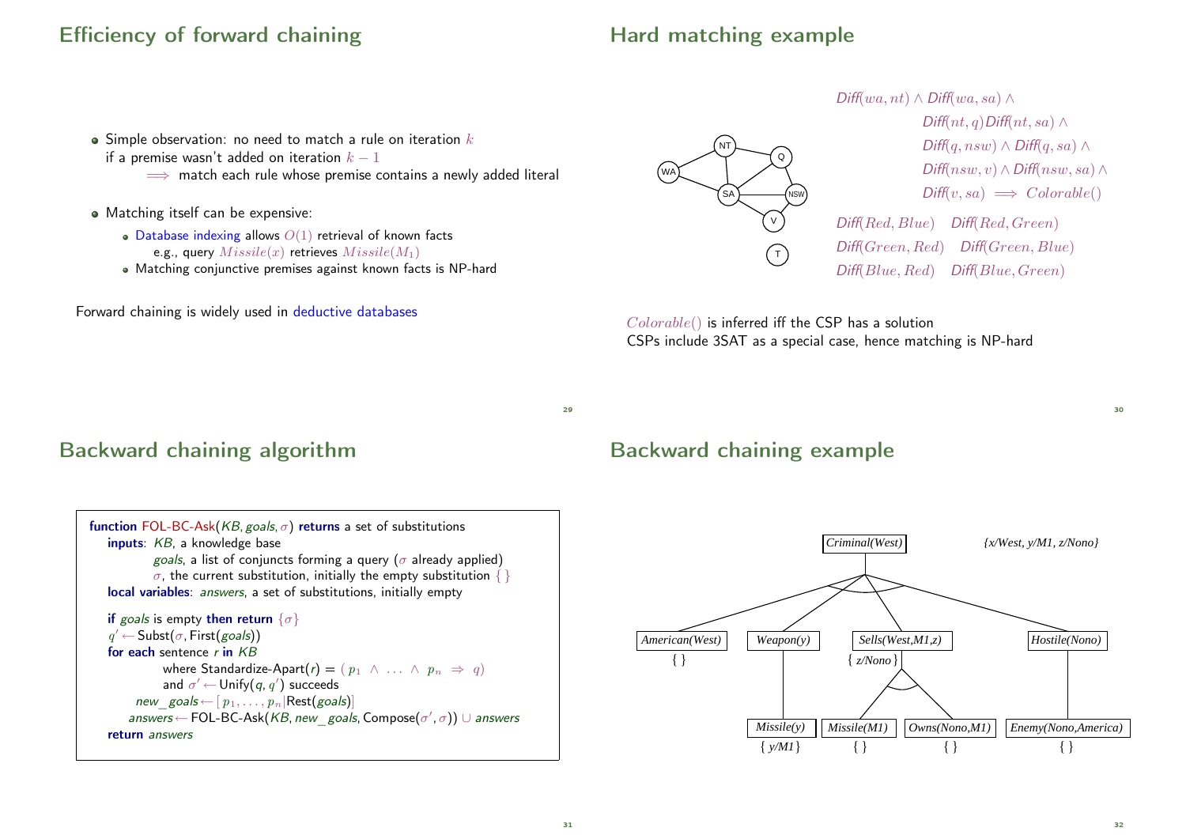## Efficiency of forward chaining

- Simple observation: no need to match a rule on iteration $k$ if a premise wasn't added on iteration $k-1$
  $\implies$ match each rule whose premise contains a newly added literal
- Matching itself can be expensive:
  - Database indexing allows $O(1)$ retrieval of known facts
    e.g., query $Missile(x)$ retrieves $Missile(M_1)$
  - Matching conjunctive premises against known facts is NP-hard

Forward chaining is widely used in deductive databases

## Hard matching example

$$Diff(wa, nt) \wedge Diff(wa, sa) \wedge$$
$$Diff(nt, q) Diff(nt, sa) \wedge$$
$$Diff(q, nsw) \wedge Diff(q, sa) \wedge$$
$$Diff(nsw, v) \wedge Diff(nsw, sa) \wedge$$
$$Diff(v, sa) \implies Colorable()$$

$Diff(Red, Blue)$ $Diff(Red, Green)$
$Diff(Green, Red)$ $Diff(Green, Blue)$
$Diff(Blue, Red)$ $Diff(Blue, Green)$

$Colorable()$ is inferred iff the CSP has a solution
CSPs include 3SAT as a special case, hence matching is NP-hard

## Backward chaining algorithm

```
function FOL-BC-Ask(KB, goals, σ) returns a set of substitutions
   inputs: KB, a knowledge base
           goals, a list of conjuncts forming a query (σ already applied)
           σ, the current substitution, initially the empty substitution { }
   local variables: answers, a set of substitutions, initially empty

   if goals is empty then return {σ}
   q' ← Subst(σ, First(goals))
   for each sentence r in KB
            where Standardize-Apart(r) = ( p1 ∧ ... ∧ pn ⇒ q)
            and σ' ← Unify(q, q') succeeds
        new_goals ← [ p1, ..., pn|Rest(goals)]
        answers ← FOL-BC-Ask(KB, new_goals, Compose(σ', σ)) ∪ answers
   return answers
```

## Backward chaining example

$Criminal(West)$ $\{x/West, y/M1, z/Nono\}$

- $American(West)$ $\{\ \}$
- $Weapon(y)$
  - $Missile(y)$ $\{y/M1\}$
- $Sells(West, M1, z)$ $\{z/Nono\}$
  - $Missile(M1)$ $\{\ \}$
  - $Owns(Nono, M1)$ $\{\ \}$
- $Hostile(Nono)$
  - $Enemy(Nono, America)$ $\{\ \}$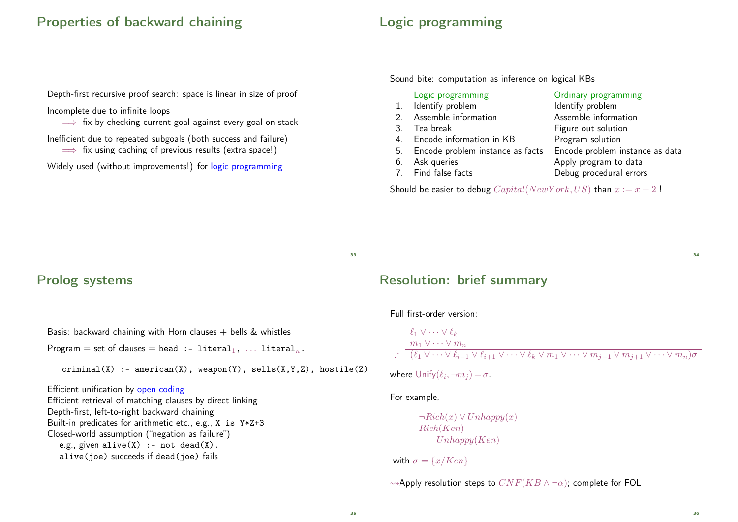## Properties of backward chaining

Depth-first recursive proof search: space is linear in size of proof

Incomplete due to infinite loops
  $\Longrightarrow$ fix by checking current goal against every goal on stack

Inefficient due to repeated subgoals (both success and failure)
  $\Longrightarrow$ fix using caching of previous results (extra space!)

Widely used (without improvements!) for logic programming

## Logic programming

Sound bite: computation as inference on logical KBs

| | Logic programming | Ordinary programming |
|---|---|---|
| 1. | Identify problem | Identify problem |
| 2. | Assemble information | Assemble information |
| 3. | Tea break | Figure out solution |
| 4. | Encode information in KB | Program solution |
| 5. | Encode problem instance as facts | Encode problem instance as data |
| 6. | Ask queries | Apply program to data |
| 7. | Find false facts | Debug procedural errors |

Should be easier to debug $Capital(NewYork, US)$ than $x := x + 2$ !

## Prolog systems

Basis: backward chaining with Horn clauses + bells & whistles

Program = set of clauses = `head :- literal`$_1$, ... `literal`$_n$.

```
criminal(X) :- american(X), weapon(Y), sells(X,Y,Z), hostile(Z)
```

Efficient unification by open coding
Efficient retrieval of matching clauses by direct linking
Depth-first, left-to-right backward chaining
Built-in predicates for arithmetic etc., e.g., `X is Y*Z+3`
Closed-world assumption ("negation as failure")
  e.g., given `alive(X) :- not dead(X).`
  `alive(joe)` succeeds if `dead(joe)` fails

## Resolution: brief summary

Full first-order version:

$$\frac{\ell_1 \vee \cdots \vee \ell_k \qquad m_1 \vee \cdots \vee m_n}{(\ell_1 \vee \cdots \vee \ell_{i-1} \vee \ell_{i+1} \vee \cdots \vee \ell_k \vee m_1 \vee \cdots \vee m_{j-1} \vee m_{j+1} \vee \cdots \vee m_n)\sigma}$$

where $\text{Unify}(\ell_i, \neg m_j) = \sigma$.

For example,

$$\frac{\neg Rich(x) \vee Unhappy(x) \qquad Rich(Ken)}{Unhappy(Ken)}$$

with $\sigma = \{x/Ken\}$

$\rightsquigarrow$Apply resolution steps to $CNF(KB \wedge \neg\alpha)$; complete for FOL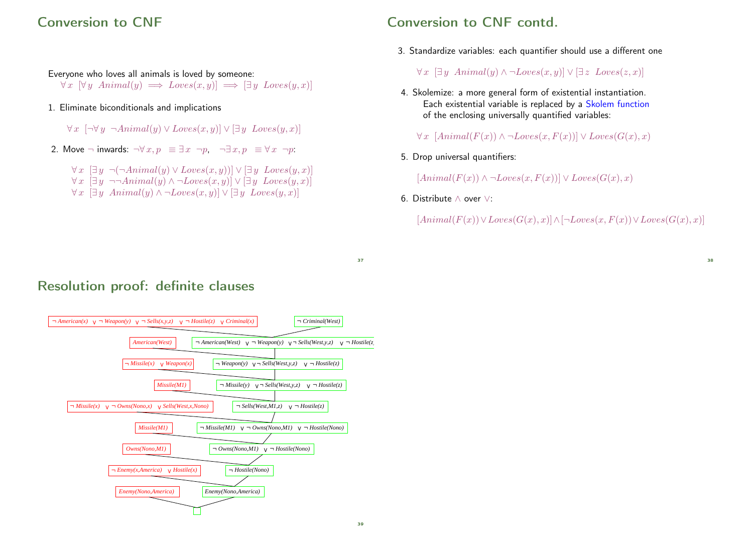## Conversion to CNF

Everyone who loves all animals is loved by someone:
$\forall x\ [\forall y\ Animal(y) \implies Loves(x,y)] \implies [\exists y\ Loves(y,x)]$

1. Eliminate biconditionals and implications

$\forall x\ [\neg\forall y\ \neg Animal(y) \lor Loves(x,y)] \lor [\exists y\ Loves(y,x)]$

2. Move $\neg$ inwards: $\neg\forall x, p\ \equiv \exists x\ \neg p$, $\neg\exists x, p\ \equiv \forall x\ \neg p$:

$\forall x\ [\exists y\ \neg(\neg Animal(y) \lor Loves(x,y))] \lor [\exists y\ Loves(y,x)]$
$\forall x\ [\exists y\ \neg\neg Animal(y) \land \neg Loves(x,y)] \lor [\exists y\ Loves(y,x)]$
$\forall x\ [\exists y\ Animal(y) \land \neg Loves(x,y)] \lor [\exists y\ Loves(y,x)]$

## Conversion to CNF contd.

3. Standardize variables: each quantifier should use a different one

$\forall x\ [\exists y\ Animal(y) \land \neg Loves(x,y)] \lor [\exists z\ Loves(z,x)]$

4. Skolemize: a more general form of existential instantiation.
Each existential variable is replaced by a Skolem function of the enclosing universally quantified variables:

$\forall x\ [Animal(F(x)) \land \neg Loves(x,F(x))] \lor Loves(G(x),x)$

5. Drop universal quantifiers:

$[Animal(F(x)) \land \neg Loves(x,F(x))] \lor Loves(G(x),x)$

6. Distribute $\land$ over $\lor$:

$[Animal(F(x)) \lor Loves(G(x),x)] \land [\neg Loves(x,F(x)) \lor Loves(G(x),x)]$

## Resolution proof: definite clauses

¬ American(x) ∨ ¬ Weapon(y) ∨ ¬ Sells(x,y,z) ∨ ¬ Hostile(z) ∨ Criminal(x)
¬ Criminal(West)
American(West)
¬ American(West) ∨ ¬ Weapon(y) ∨ ¬ Sells(West,y,z) ∨ ¬ Hostile(z)
¬ Missile(x) ∨ Weapon(x)
¬ Weapon(y) ∨ ¬ Sells(West,y,z) ∨ ¬ Hostile(z)
Missile(M1)
¬ Missile(y) ∨ ¬ Sells(West,y,z) ∨ ¬ Hostile(z)
¬ Missile(x) ∨ ¬ Owns(Nono,x) ∨ Sells(West,x,Nono)
¬ Sells(West,M1,z) ∨ ¬ Hostile(z)
Missile(M1)
¬ Missile(M1) ∨ ¬ Owns(Nono,M1) ∨ ¬ Hostile(Nono)
Owns(Nono,M1)
¬ Owns(Nono,M1) ∨ ¬ Hostile(Nono)
¬ Enemy(x,America) ∨ Hostile(x)
¬ Hostile(Nono)
Enemy(Nono,America)
Enemy(Nono,America)